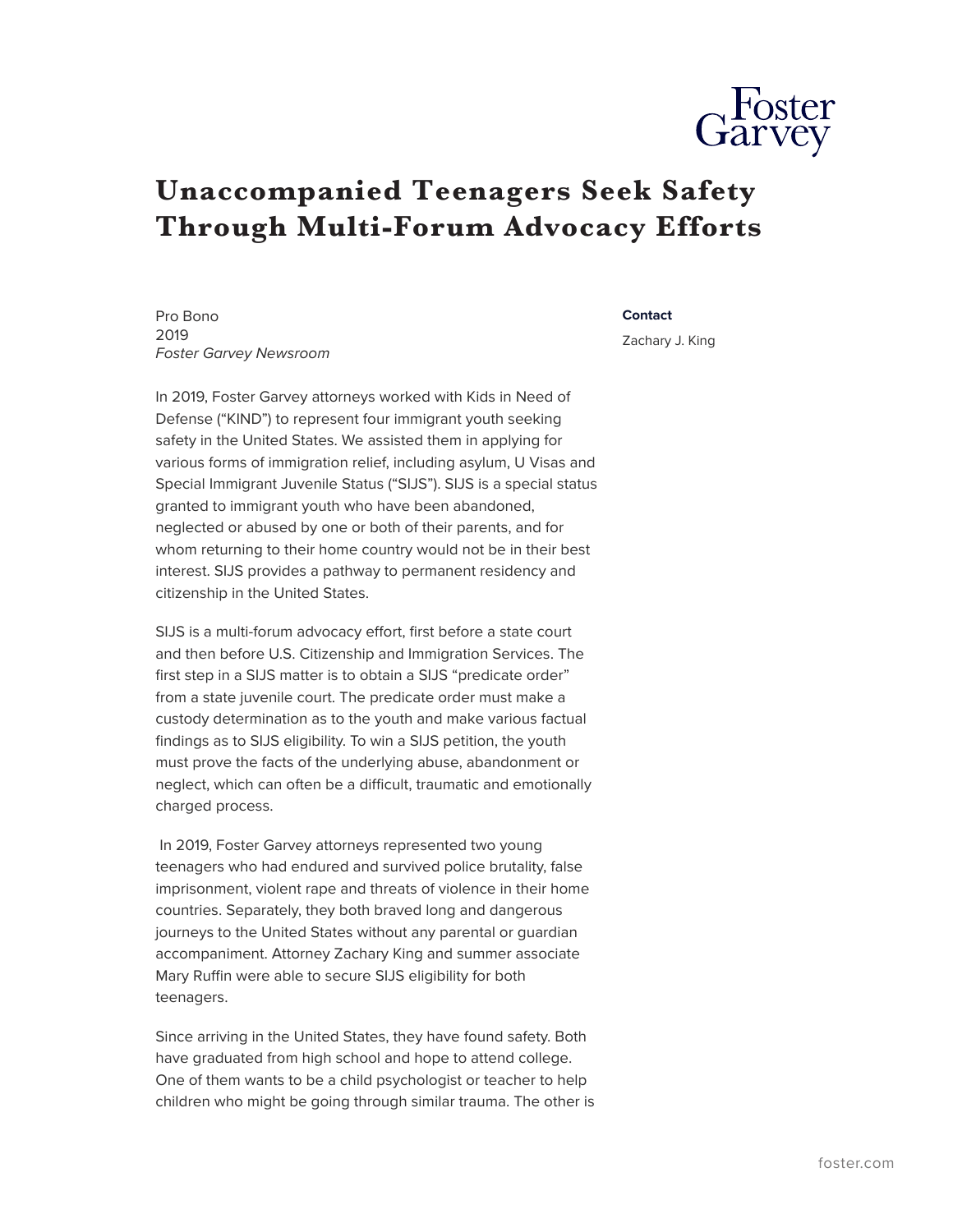# Unaccompanied Teenagers Seek Safety Through Multi-Forum Advocacy Efforts

Pro Bono
2019
*Foster Garvey Newsroom*

**Contact**

Zachary J. King

In 2019, Foster Garvey attorneys worked with Kids in Need of Defense ("KIND") to represent four immigrant youth seeking safety in the United States. We assisted them in applying for various forms of immigration relief, including asylum, U Visas and Special Immigrant Juvenile Status ("SIJS"). SIJS is a special status granted to immigrant youth who have been abandoned, neglected or abused by one or both of their parents, and for whom returning to their home country would not be in their best interest. SIJS provides a pathway to permanent residency and citizenship in the United States.

SIJS is a multi-forum advocacy effort, first before a state court and then before U.S. Citizenship and Immigration Services. The first step in a SIJS matter is to obtain a SIJS "predicate order" from a state juvenile court. The predicate order must make a custody determination as to the youth and make various factual findings as to SIJS eligibility. To win a SIJS petition, the youth must prove the facts of the underlying abuse, abandonment or neglect, which can often be a difficult, traumatic and emotionally charged process.

In 2019, Foster Garvey attorneys represented two young teenagers who had endured and survived police brutality, false imprisonment, violent rape and threats of violence in their home countries. Separately, they both braved long and dangerous journeys to the United States without any parental or guardian accompaniment. Attorney Zachary King and summer associate Mary Ruffin were able to secure SIJS eligibility for both teenagers.

Since arriving in the United States, they have found safety. Both have graduated from high school and hope to attend college. One of them wants to be a child psychologist or teacher to help children who might be going through similar trauma. The other is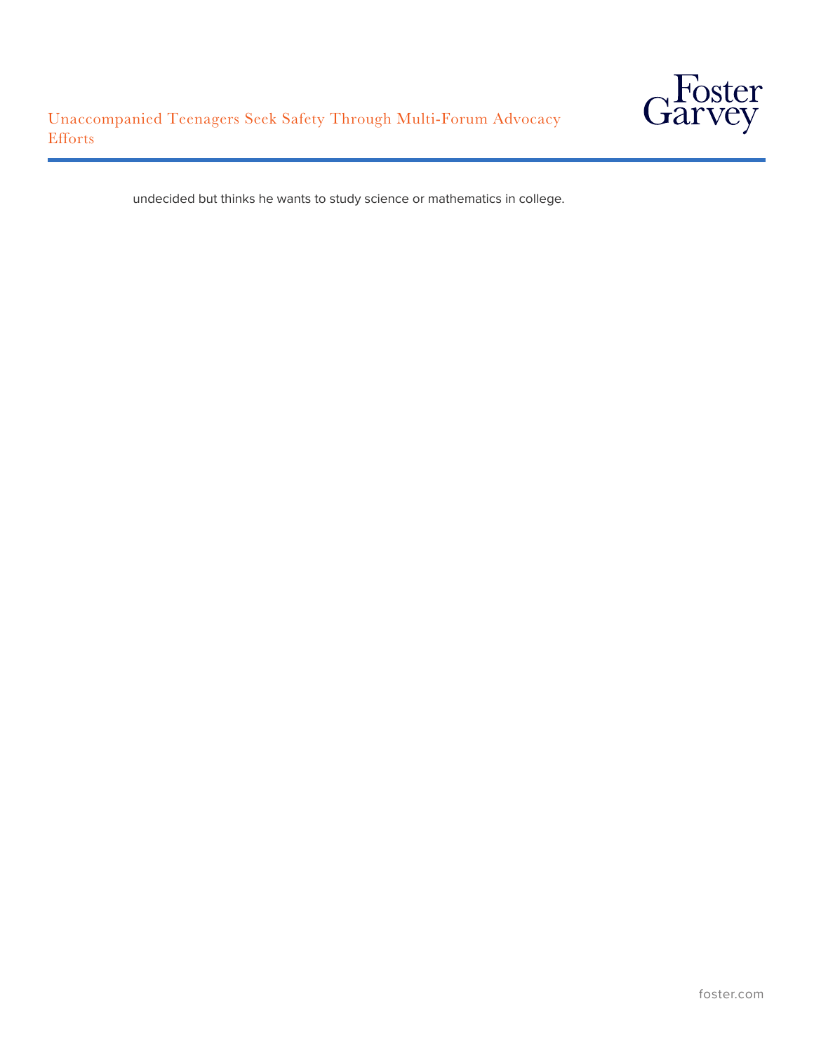undecided but thinks he wants to study science or mathematics in college.